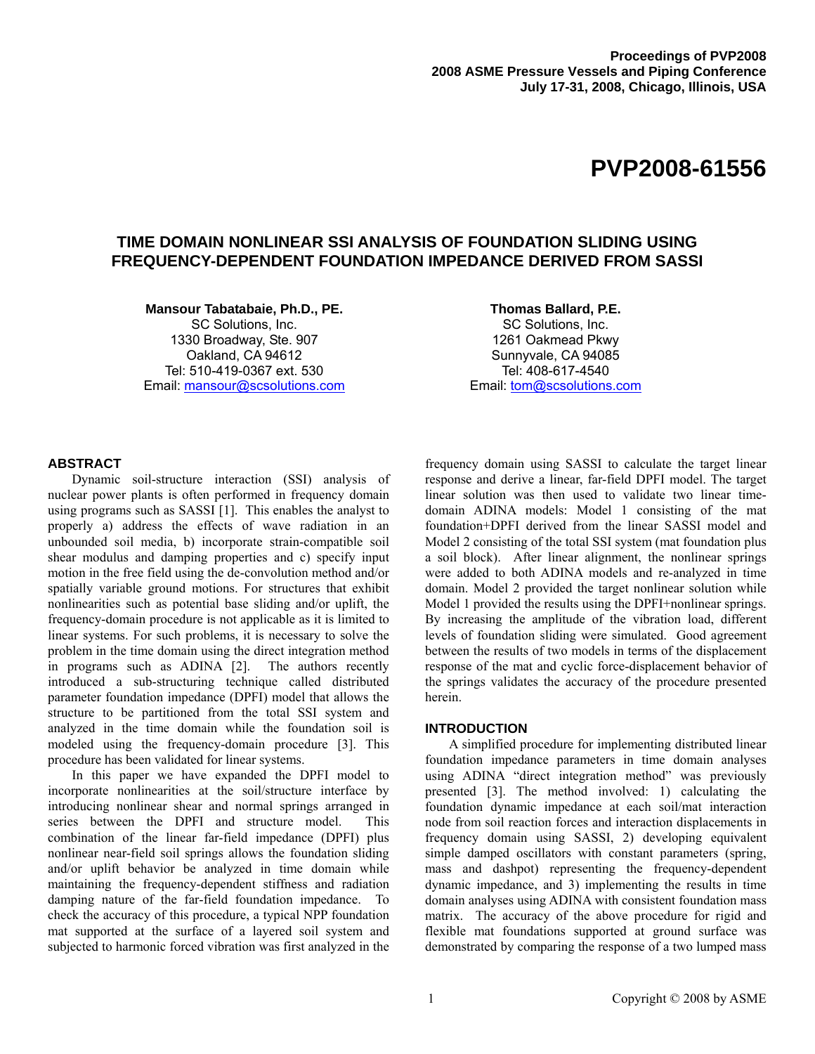Proceedings of PVP2008
2008 ASME Pressure Vessels and Piping Conference
July 17-31, 2008, Chicago, Illinois, USA

# PVP2008-61556

## TIME DOMAIN NONLINEAR SSI ANALYSIS OF FOUNDATION SLIDING USING FREQUENCY-DEPENDENT FOUNDATION IMPEDANCE DERIVED FROM SASSI

**Mansour Tabatabaie, Ph.D., PE.**
SC Solutions, Inc.
1330 Broadway, Ste. 907
Oakland, CA 94612
Tel: 510-419-0367 ext. 530
Email: mansour@scsolutions.com

**Thomas Ballard, P.E.**
SC Solutions, Inc.
1261 Oakmead Pkwy
Sunnyvale, CA 94085
Tel: 408-617-4540
Email: tom@scsolutions.com

## ABSTRACT

Dynamic soil-structure interaction (SSI) analysis of nuclear power plants is often performed in frequency domain using programs such as SASSI [1]. This enables the analyst to properly a) address the effects of wave radiation in an unbounded soil media, b) incorporate strain-compatible soil shear modulus and damping properties and c) specify input motion in the free field using the de-convolution method and/or spatially variable ground motions. For structures that exhibit nonlinearities such as potential base sliding and/or uplift, the frequency-domain procedure is not applicable as it is limited to linear systems. For such problems, it is necessary to solve the problem in the time domain using the direct integration method in programs such as ADINA [2]. The authors recently introduced a sub-structuring technique called distributed parameter foundation impedance (DPFI) model that allows the structure to be partitioned from the total SSI system and analyzed in the time domain while the foundation soil is modeled using the frequency-domain procedure [3]. This procedure has been validated for linear systems.

In this paper we have expanded the DPFI model to incorporate nonlinearities at the soil/structure interface by introducing nonlinear shear and normal springs arranged in series between the DPFI and structure model. This combination of the linear far-field impedance (DPFI) plus nonlinear near-field soil springs allows the foundation sliding and/or uplift behavior be analyzed in time domain while maintaining the frequency-dependent stiffness and radiation damping nature of the far-field foundation impedance. To check the accuracy of this procedure, a typical NPP foundation mat supported at the surface of a layered soil system and subjected to harmonic forced vibration was first analyzed in the frequency domain using SASSI to calculate the target linear response and derive a linear, far-field DPFI model. The target linear solution was then used to validate two linear time-domain ADINA models: Model 1 consisting of the mat foundation+DPFI derived from the linear SASSI model and Model 2 consisting of the total SSI system (mat foundation plus a soil block). After linear alignment, the nonlinear springs were added to both ADINA models and re-analyzed in time domain. Model 2 provided the target nonlinear solution while Model 1 provided the results using the DPFI+nonlinear springs. By increasing the amplitude of the vibration load, different levels of foundation sliding were simulated. Good agreement between the results of two models in terms of the displacement response of the mat and cyclic force-displacement behavior of the springs validates the accuracy of the procedure presented herein.

## INTRODUCTION

A simplified procedure for implementing distributed linear foundation impedance parameters in time domain analyses using ADINA "direct integration method" was previously presented [3]. The method involved: 1) calculating the foundation dynamic impedance at each soil/mat interaction node from soil reaction forces and interaction displacements in frequency domain using SASSI, 2) developing equivalent simple damped oscillators with constant parameters (spring, mass and dashpot) representing the frequency-dependent dynamic impedance, and 3) implementing the results in time domain analyses using ADINA with consistent foundation mass matrix. The accuracy of the above procedure for rigid and flexible mat foundations supported at ground surface was demonstrated by comparing the response of a two lumped mass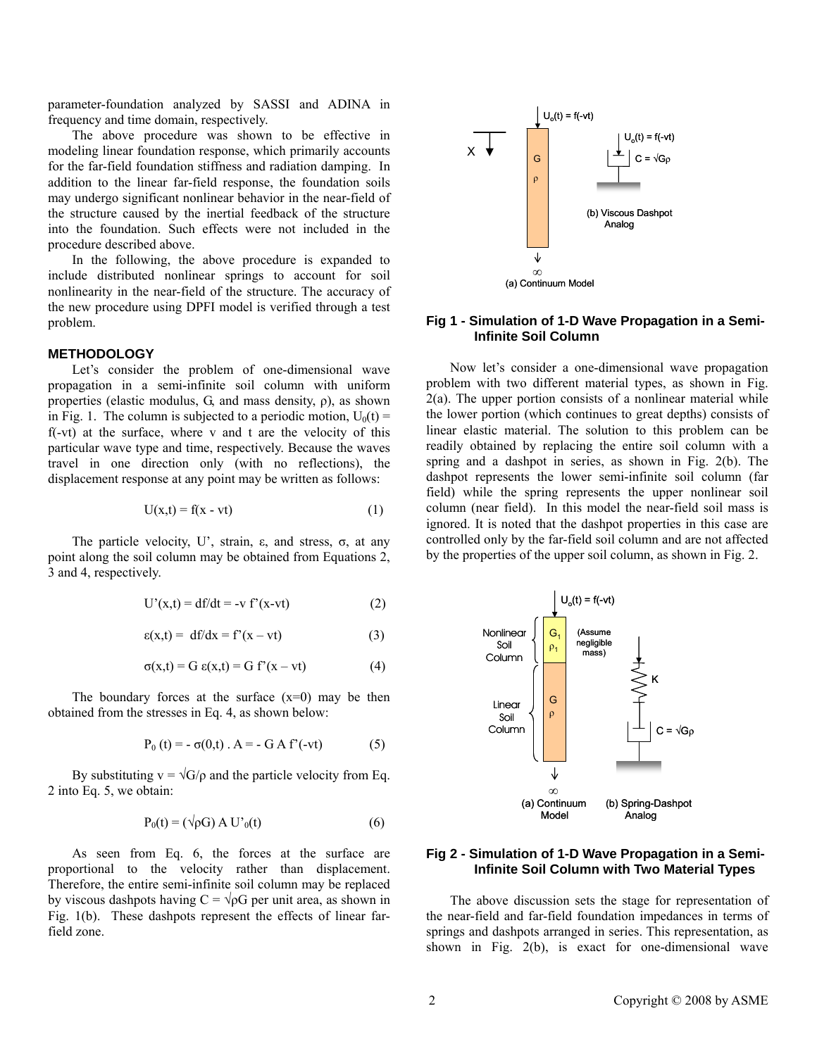parameter-foundation analyzed by SASSI and ADINA in frequency and time domain, respectively.

The above procedure was shown to be effective in modeling linear foundation response, which primarily accounts for the far-field foundation stiffness and radiation damping. In addition to the linear far-field response, the foundation soils may undergo significant nonlinear behavior in the near-field of the structure caused by the inertial feedback of the structure into the foundation. Such effects were not included in the procedure described above.

In the following, the above procedure is expanded to include distributed nonlinear springs to account for soil nonlinearity in the near-field of the structure. The accuracy of the new procedure using DPFI model is verified through a test problem.

## METHODOLOGY

Let's consider the problem of one-dimensional wave propagation in a semi-infinite soil column with uniform properties (elastic modulus, G, and mass density, ρ), as shown in Fig. 1. The column is subjected to a periodic motion, $U_0(t) = f(-vt)$ at the surface, where v and t are the velocity of this particular wave type and time, respectively. Because the waves travel in one direction only (with no reflections), the displacement response at any point may be written as follows:

$$U(x,t) = f(x - vt) \tag{1}$$

The particle velocity, U', strain, ε, and stress, σ, at any point along the soil column may be obtained from Equations 2, 3 and 4, respectively.

$$U'(x,t) = df/dt = -v\, f'(x-vt) \tag{2}$$

$$\varepsilon(x,t) = df/dx = f'(x - vt) \tag{3}$$

$$\sigma(x,t) = G\, \varepsilon(x,t) = G\, f'(x - vt) \tag{4}$$

The boundary forces at the surface (x=0) may be then obtained from the stresses in Eq. 4, as shown below:

$$P_0\,(t) = -\,\sigma(0,t)\,.\,A = -\,G\,A\,f'(-vt) \tag{5}$$

By substituting $v = \sqrt{G/\rho}$ and the particle velocity from Eq. 2 into Eq. 5, we obtain:

$$P_0(t) = (\sqrt{\rho G})\,A\,U'_0(t) \tag{6}$$

As seen from Eq. 6, the forces at the surface are proportional to the velocity rather than displacement. Therefore, the entire semi-infinite soil column may be replaced by viscous dashpots having $C = \sqrt{\rho G}$ per unit area, as shown in Fig. 1(b). These dashpots represent the effects of linear far-field zone.

**Fig 1 - Simulation of 1-D Wave Propagation in a Semi-Infinite Soil Column**

Now let's consider a one-dimensional wave propagation problem with two different material types, as shown in Fig. 2(a). The upper portion consists of a nonlinear material while the lower portion (which continues to great depths) consists of linear elastic material. The solution to this problem can be readily obtained by replacing the entire soil column with a spring and a dashpot in series, as shown in Fig. 2(b). The dashpot represents the lower semi-infinite soil column (far field) while the spring represents the upper nonlinear soil column (near field). In this model the near-field soil mass is ignored. It is noted that the dashpot properties in this case are controlled only by the far-field soil column and are not affected by the properties of the upper soil column, as shown in Fig. 2.

**Fig 2 - Simulation of 1-D Wave Propagation in a Semi-Infinite Soil Column with Two Material Types**

The above discussion sets the stage for representation of the near-field and far-field foundation impedances in terms of springs and dashpots arranged in series. This representation, as shown in Fig. 2(b), is exact for one-dimensional wave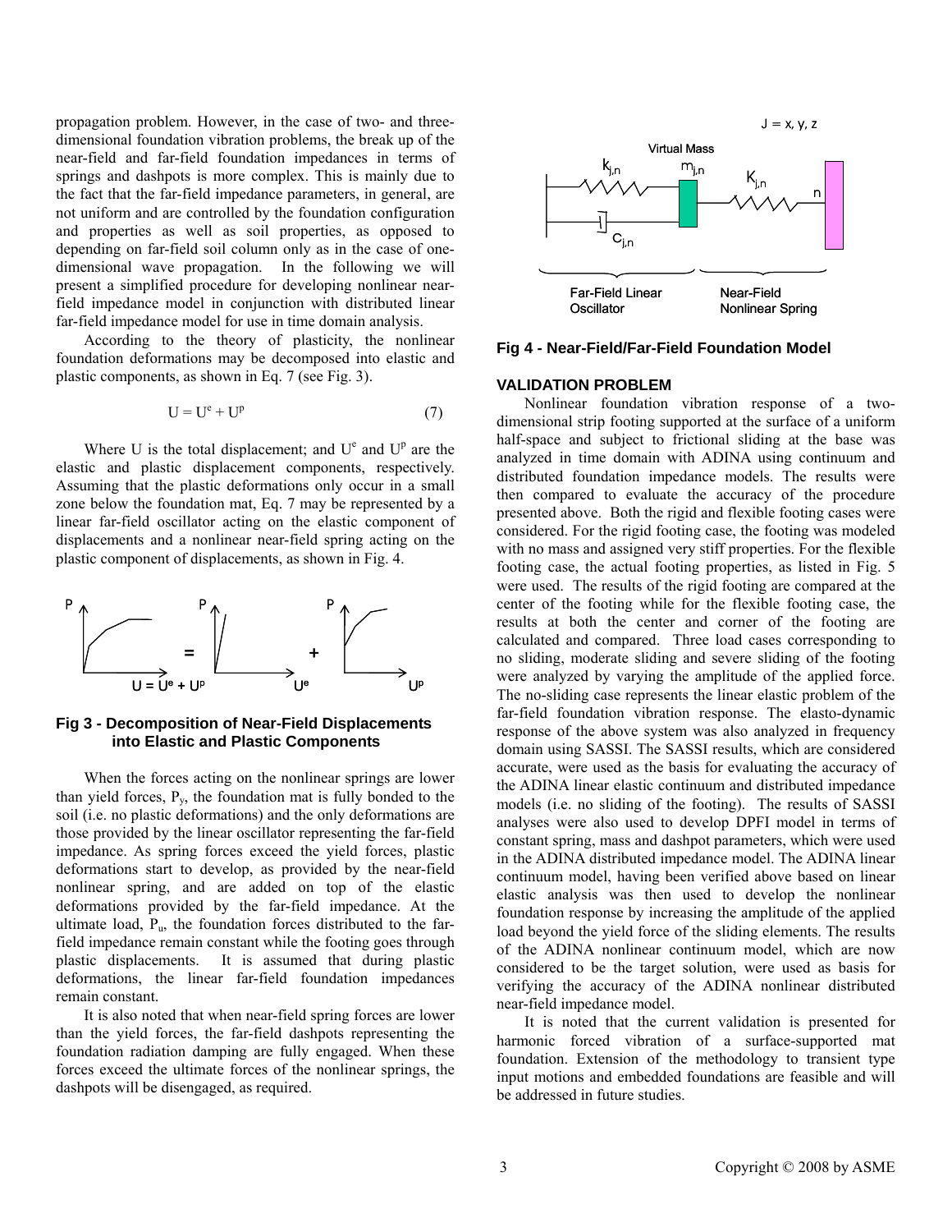propagation problem. However, in the case of two- and three-dimensional foundation vibration problems, the break up of the near-field and far-field foundation impedances in terms of springs and dashpots is more complex. This is mainly due to the fact that the far-field impedance parameters, in general, are not uniform and are controlled by the foundation configuration and properties as well as soil properties, as opposed to depending on far-field soil column only as in the case of one-dimensional wave propagation. In the following we will present a simplified procedure for developing nonlinear near-field impedance model in conjunction with distributed linear far-field impedance model for use in time domain analysis.

According to the theory of plasticity, the nonlinear foundation deformations may be decomposed into elastic and plastic components, as shown in Eq. 7 (see Fig. 3).

$$U = U^e + U^p \tag{7}$$

Where U is the total displacement; and $U^e$ and $U^p$ are the elastic and plastic displacement components, respectively. Assuming that the plastic deformations only occur in a small zone below the foundation mat, Eq. 7 may be represented by a linear far-field oscillator acting on the elastic component of displacements and a nonlinear near-field spring acting on the plastic component of displacements, as shown in Fig. 4.

**Fig 3 - Decomposition of Near-Field Displacements into Elastic and Plastic Components**

When the forces acting on the nonlinear springs are lower than yield forces, $P_y$, the foundation mat is fully bonded to the soil (i.e. no plastic deformations) and the only deformations are those provided by the linear oscillator representing the far-field impedance. As spring forces exceed the yield forces, plastic deformations start to develop, as provided by the near-field nonlinear spring, and are added on top of the elastic deformations provided by the far-field impedance. At the ultimate load, $P_u$, the foundation forces distributed to the far-field impedance remain constant while the footing goes through plastic displacements. It is assumed that during plastic deformations, the linear far-field foundation impedances remain constant.

It is also noted that when near-field spring forces are lower than the yield forces, the far-field dashpots representing the foundation radiation damping are fully engaged. When these forces exceed the ultimate forces of the nonlinear springs, the dashpots will be disengaged, as required.

**Fig 4 - Near-Field/Far-Field Foundation Model**

## VALIDATION PROBLEM

Nonlinear foundation vibration response of a two-dimensional strip footing supported at the surface of a uniform half-space and subject to frictional sliding at the base was analyzed in time domain with ADINA using continuum and distributed foundation impedance models. The results were then compared to evaluate the accuracy of the procedure presented above. Both the rigid and flexible footing cases were considered. For the rigid footing case, the footing was modeled with no mass and assigned very stiff properties. For the flexible footing case, the actual footing properties, as listed in Fig. 5 were used. The results of the rigid footing are compared at the center of the footing while for the flexible footing case, the results at both the center and corner of the footing are calculated and compared. Three load cases corresponding to no sliding, moderate sliding and severe sliding of the footing were analyzed by varying the amplitude of the applied force. The no-sliding case represents the linear elastic problem of the far-field foundation vibration response. The elasto-dynamic response of the above system was also analyzed in frequency domain using SASSI. The SASSI results, which are considered accurate, were used as the basis for evaluating the accuracy of the ADINA linear elastic continuum and distributed impedance models (i.e. no sliding of the footing). The results of SASSI analyses were also used to develop DPFI model in terms of constant spring, mass and dashpot parameters, which were used in the ADINA distributed impedance model. The ADINA linear continuum model, having been verified above based on linear elastic analysis was then used to develop the nonlinear foundation response by increasing the amplitude of the applied load beyond the yield force of the sliding elements. The results of the ADINA nonlinear continuum model, which are now considered to be the target solution, were used as basis for verifying the accuracy of the ADINA nonlinear distributed near-field impedance model.

It is noted that the current validation is presented for harmonic forced vibration of a surface-supported mat foundation. Extension of the methodology to transient type input motions and embedded foundations are feasible and will be addressed in future studies.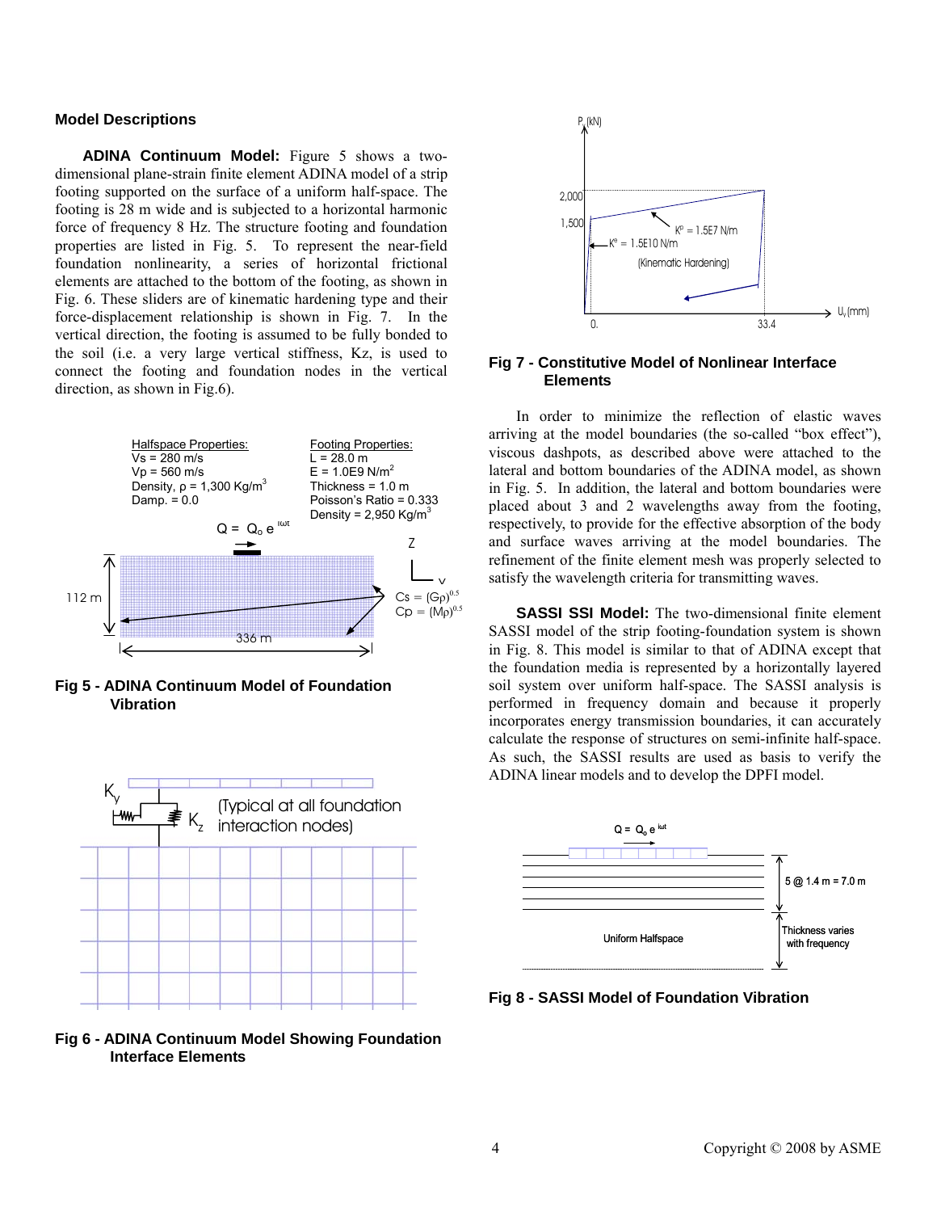### Model Descriptions

**ADINA Continuum Model:** Figure 5 shows a two-dimensional plane-strain finite element ADINA model of a strip footing supported on the surface of a uniform half-space. The footing is 28 m wide and is subjected to a horizontal harmonic force of frequency 8 Hz. The structure footing and foundation properties are listed in Fig. 5. To represent the near-field foundation nonlinearity, a series of horizontal frictional elements are attached to the bottom of the footing, as shown in Fig. 6. These sliders are of kinematic hardening type and their force-displacement relationship is shown in Fig. 7. In the vertical direction, the footing is assumed to be fully bonded to the soil (i.e. a very large vertical stiffness, Kz, is used to connect the footing and foundation nodes in the vertical direction, as shown in Fig.6).

Halfspace Properties:
$V_s$ = 280 m/s
$V_p$ = 560 m/s
Density, $\rho$ = 1,300 Kg/m$^3$
Damp. = 0.0

Footing Properties:
L = 28.0 m
E = 1.0E9 N/m$^2$
Thickness = 1.0 m
Poisson's Ratio = 0.333
Density = 2,950 Kg/m$^3$

$Q = Q_o e^{i\omega t}$

112 m, 336 m

$C_s = (G\rho)^{0.5}$
$C_p = (M\rho)^{0.5}$

**Fig 5 - ADINA Continuum Model of Foundation Vibration**

$K_y$, $K_z$ (Typical at all foundation interaction nodes)

**Fig 6 - ADINA Continuum Model Showing Foundation Interface Elements**

P (kN): 2,000; 1,500
$K^p$ = 1.5E7 N/m
$K^e$ = 1.5E10 N/m
(Kinematic Hardening)
$U_y$ (mm): 0., 33.4

**Fig 7 - Constitutive Model of Nonlinear Interface Elements**

In order to minimize the reflection of elastic waves arriving at the model boundaries (the so-called "box effect"), viscous dashpots, as described above were attached to the lateral and bottom boundaries of the ADINA model, as shown in Fig. 5. In addition, the lateral and bottom boundaries were placed about 3 and 2 wavelengths away from the footing, respectively, to provide for the effective absorption of the body and surface waves arriving at the model boundaries. The refinement of the finite element mesh was properly selected to satisfy the wavelength criteria for transmitting waves.

**SASSI SSI Model:** The two-dimensional finite element SASSI model of the strip footing-foundation system is shown in Fig. 8. This model is similar to that of ADINA except that the foundation media is represented by a horizontally layered soil system over uniform half-space. The SASSI analysis is performed in frequency domain and because it properly incorporates energy transmission boundaries, it can accurately calculate the response of structures on semi-infinite half-space. As such, the SASSI results are used as basis to verify the ADINA linear models and to develop the DPFI model.

$Q = Q_o e^{i\omega t}$

5 @ 1.4 m = 7.0 m

Uniform Halfspace

Thickness varies with frequency

**Fig 8 - SASSI Model of Foundation Vibration**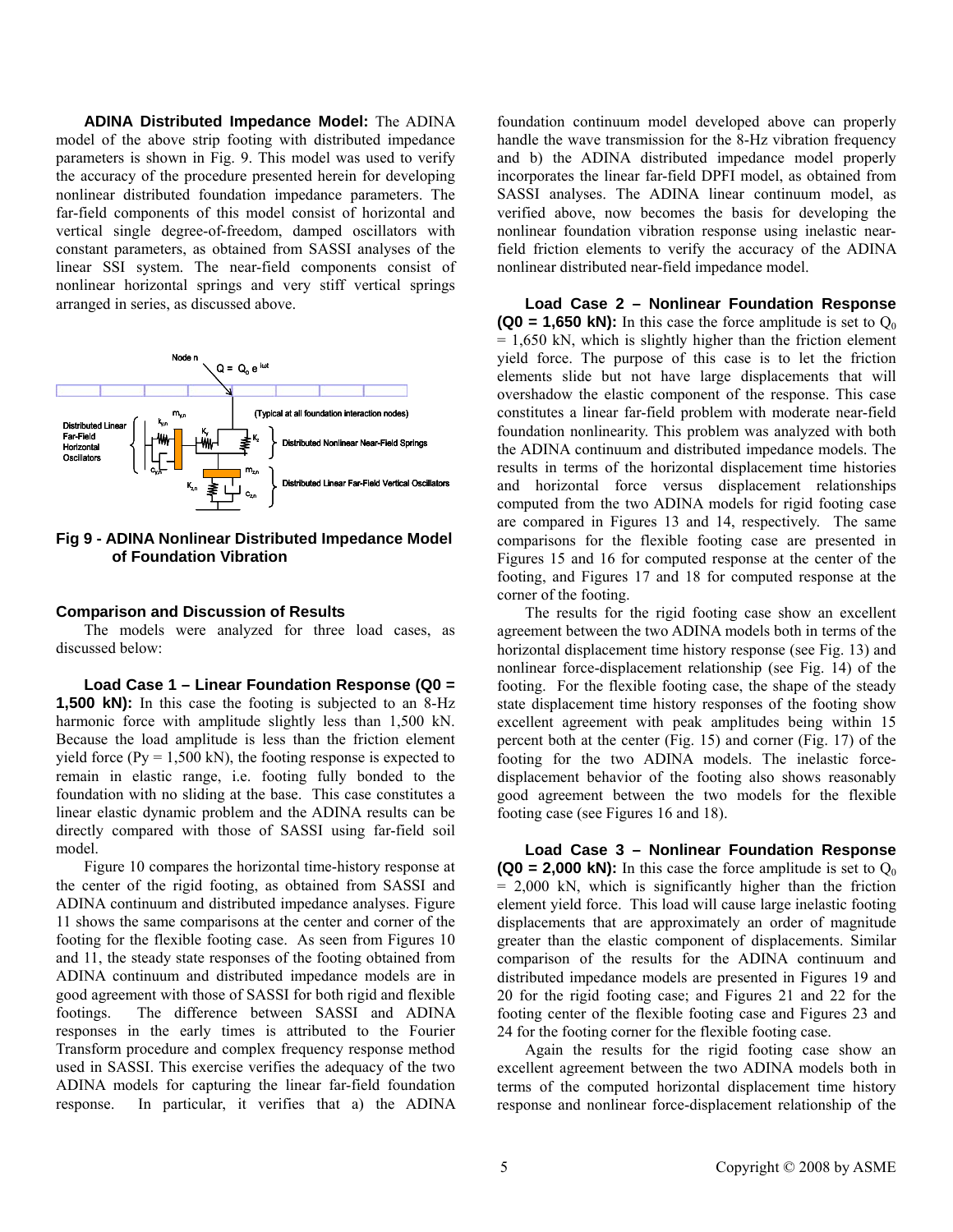**ADINA Distributed Impedance Model:** The ADINA model of the above strip footing with distributed impedance parameters is shown in Fig. 9. This model was used to verify the accuracy of the procedure presented herein for developing nonlinear distributed foundation impedance parameters. The far-field components of this model consist of horizontal and vertical single degree-of-freedom, damped oscillators with constant parameters, as obtained from SASSI analyses of the linear SSI system. The near-field components consist of nonlinear horizontal springs and very stiff vertical springs arranged in series, as discussed above.

**Fig 9 - ADINA Nonlinear Distributed Impedance Model of Foundation Vibration**

### Comparison and Discussion of Results

The models were analyzed for three load cases, as discussed below:

**Load Case 1 – Linear Foundation Response (Q0 = 1,500 kN):** In this case the footing is subjected to an 8-Hz harmonic force with amplitude slightly less than 1,500 kN. Because the load amplitude is less than the friction element yield force (Py = 1,500 kN), the footing response is expected to remain in elastic range, i.e. footing fully bonded to the foundation with no sliding at the base. This case constitutes a linear elastic dynamic problem and the ADINA results can be directly compared with those of SASSI using far-field soil model.

Figure 10 compares the horizontal time-history response at the center of the rigid footing, as obtained from SASSI and ADINA continuum and distributed impedance analyses. Figure 11 shows the same comparisons at the center and corner of the footing for the flexible footing case. As seen from Figures 10 and 11, the steady state responses of the footing obtained from ADINA continuum and distributed impedance models are in good agreement with those of SASSI for both rigid and flexible footings. The difference between SASSI and ADINA responses in the early times is attributed to the Fourier Transform procedure and complex frequency response method used in SASSI. This exercise verifies the adequacy of the two ADINA models for capturing the linear far-field foundation response. In particular, it verifies that a) the ADINA foundation continuum model developed above can properly handle the wave transmission for the 8-Hz vibration frequency and b) the ADINA distributed impedance model properly incorporates the linear far-field DPFI model, as obtained from SASSI analyses. The ADINA linear continuum model, as verified above, now becomes the basis for developing the nonlinear foundation vibration response using inelastic near-field friction elements to verify the accuracy of the ADINA nonlinear distributed near-field impedance model.

**Load Case 2 – Nonlinear Foundation Response (Q0 = 1,650 kN):** In this case the force amplitude is set to $Q_0$ = 1,650 kN, which is slightly higher than the friction element yield force. The purpose of this case is to let the friction elements slide but not have large displacements that will overshadow the elastic component of the response. This case constitutes a linear far-field problem with moderate near-field foundation nonlinearity. This problem was analyzed with both the ADINA continuum and distributed impedance models. The results in terms of the horizontal displacement time histories and horizontal force versus displacement relationships computed from the two ADINA models for rigid footing case are compared in Figures 13 and 14, respectively. The same comparisons for the flexible footing case are presented in Figures 15 and 16 for computed response at the center of the footing, and Figures 17 and 18 for computed response at the corner of the footing.

The results for the rigid footing case show an excellent agreement between the two ADINA models both in terms of the horizontal displacement time history response (see Fig. 13) and nonlinear force-displacement relationship (see Fig. 14) of the footing. For the flexible footing case, the shape of the steady state displacement time history responses of the footing show excellent agreement with peak amplitudes being within 15 percent both at the center (Fig. 15) and corner (Fig. 17) of the footing for the two ADINA models. The inelastic force-displacement behavior of the footing also shows reasonably good agreement between the two models for the flexible footing case (see Figures 16 and 18).

**Load Case 3 – Nonlinear Foundation Response (Q0 = 2,000 kN):** In this case the force amplitude is set to $Q_0$ = 2,000 kN, which is significantly higher than the friction element yield force. This load will cause large inelastic footing displacements that are approximately an order of magnitude greater than the elastic component of displacements. Similar comparison of the results for the ADINA continuum and distributed impedance models are presented in Figures 19 and 20 for the rigid footing case; and Figures 21 and 22 for the footing center of the flexible footing case and Figures 23 and 24 for the footing corner for the flexible footing case.

Again the results for the rigid footing case show an excellent agreement between the two ADINA models both in terms of the computed horizontal displacement time history response and nonlinear force-displacement relationship of the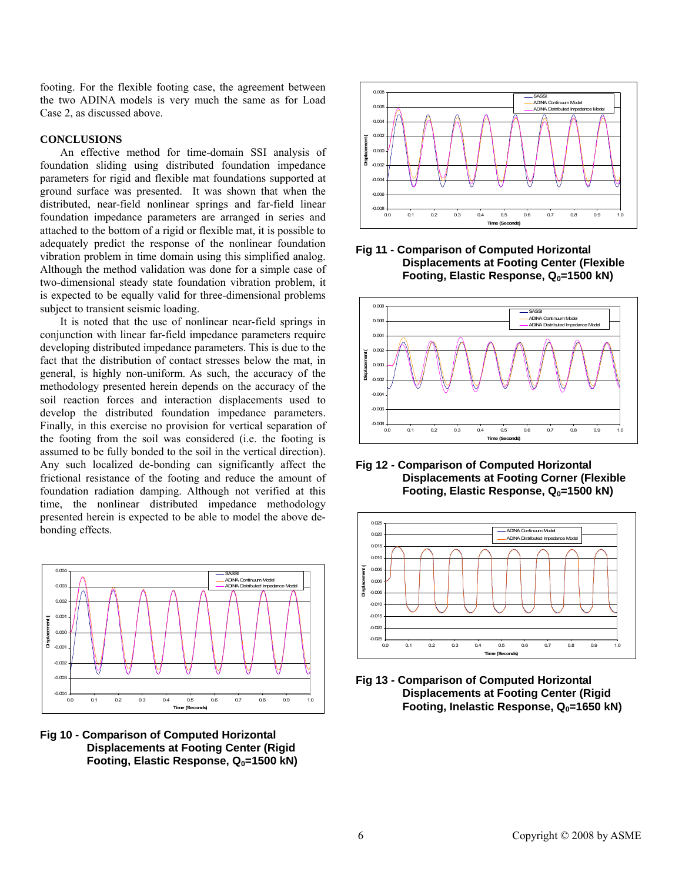footing. For the flexible footing case, the agreement between the two ADINA models is very much the same as for Load Case 2, as discussed above.

## CONCLUSIONS

An effective method for time-domain SSI analysis of foundation sliding using distributed foundation impedance parameters for rigid and flexible mat foundations supported at ground surface was presented. It was shown that when the distributed, near-field nonlinear springs and far-field linear foundation impedance parameters are arranged in series and attached to the bottom of a rigid or flexible mat, it is possible to adequately predict the response of the nonlinear foundation vibration problem in time domain using this simplified analog. Although the method validation was done for a simple case of two-dimensional steady state foundation vibration problem, it is expected to be equally valid for three-dimensional problems subject to transient seismic loading.

It is noted that the use of nonlinear near-field springs in conjunction with linear far-field impedance parameters require developing distributed impedance parameters. This is due to the fact that the distribution of contact stresses below the mat, in general, is highly non-uniform. As such, the accuracy of the methodology presented herein depends on the accuracy of the soil reaction forces and interaction displacements used to develop the distributed foundation impedance parameters. Finally, in this exercise no provision for vertical separation of the footing from the soil was considered (i.e. the footing is assumed to be fully bonded to the soil in the vertical direction). Any such localized de-bonding can significantly affect the frictional resistance of the footing and reduce the amount of foundation radiation damping. Although not verified at this time, the nonlinear distributed impedance methodology presented herein is expected to be able to model the above de-bonding effects.

**Fig 10 - Comparison of Computed Horizontal Displacements at Footing Center (Rigid Footing, Elastic Response, $Q_0$=1500 kN)**

**Fig 11 - Comparison of Computed Horizontal Displacements at Footing Center (Flexible Footing, Elastic Response, $Q_0$=1500 kN)**

**Fig 12 - Comparison of Computed Horizontal Displacements at Footing Corner (Flexible Footing, Elastic Response, $Q_0$=1500 kN)**

**Fig 13 - Comparison of Computed Horizontal Displacements at Footing Center (Rigid Footing, Inelastic Response, $Q_0$=1650 kN)**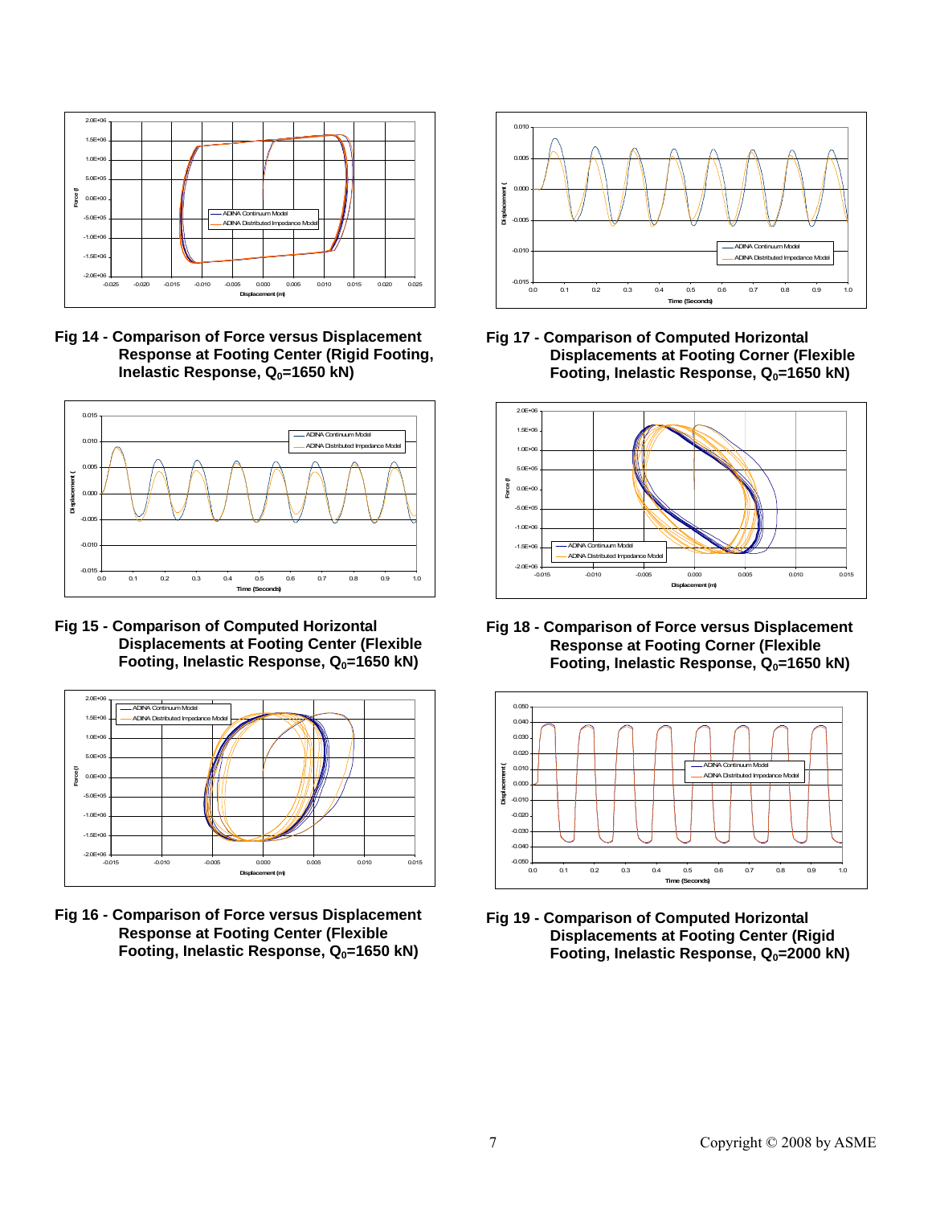**Fig 14 - Comparison of Force versus Displacement Response at Footing Center (Rigid Footing, Inelastic Response, $Q_0$=1650 kN)**

**Fig 15 - Comparison of Computed Horizontal Displacements at Footing Center (Flexible Footing, Inelastic Response, $Q_0$=1650 kN)**

**Fig 16 - Comparison of Force versus Displacement Response at Footing Center (Flexible Footing, Inelastic Response, $Q_0$=1650 kN)**

**Fig 17 - Comparison of Computed Horizontal Displacements at Footing Corner (Flexible Footing, Inelastic Response, $Q_0$=1650 kN)**

**Fig 18 - Comparison of Force versus Displacement Response at Footing Corner (Flexible Footing, Inelastic Response, $Q_0$=1650 kN)**

**Fig 19 - Comparison of Computed Horizontal Displacements at Footing Center (Rigid Footing, Inelastic Response, $Q_0$=2000 kN)**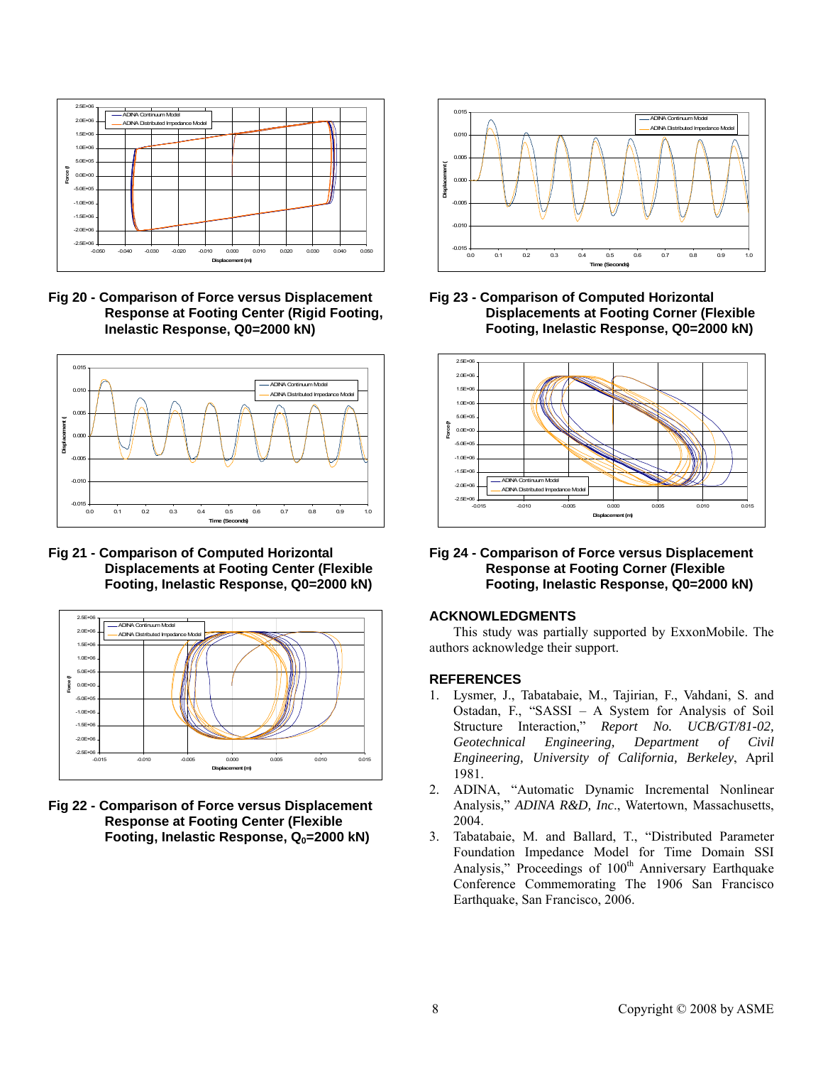2.5E+06
2.0E+06
1.5E+06
1.0E+06
5.0E+05
0.0E+00
-5.0E+05
-1.0E+06
-1.5E+06
-2.0E+06
-2.5E+06
-0.050 -0.040 -0.030 -0.020 -0.010 0.000 0.010 0.020 0.030 0.040 0.050
Displacement (m)
Force (l
ADINA Continuum Model
ADINA Distributed Impedance Model

**Fig 20 - Comparison of Force versus Displacement Response at Footing Center (Rigid Footing, Inelastic Response, Q0=2000 kN)**

0.015
0.010
0.005
0.000
-0.005
-0.010
-0.015
0.0 0.1 0.2 0.3 0.4 0.5 0.6 0.7 0.8 0.9 1.0
Time (Seconds)
Displacement (
ADINA Continuum Model
ADINA Distributed Impedance Model

**Fig 21 - Comparison of Computed Horizontal Displacements at Footing Center (Flexible Footing, Inelastic Response, Q0=2000 kN)**

2.5E+06
2.0E+06
1.5E+06
1.0E+06
5.0E+05
0.0E+00
-5.0E+05
-1.0E+06
-1.5E+06
-2.0E+06
-2.5E+06
-0.015 -0.010 -0.005 0.000 0.005 0.010 0.015
Displacement (m)
Force (l
ADINA Continuum Model
ADINA Distributed Impedance Model

**Fig 22 - Comparison of Force versus Displacement Response at Footing Center (Flexible Footing, Inelastic Response, $Q_0$=2000 kN)**

0.015
0.010
0.005
0.000
-0.005
-0.010
-0.015
0.0 0.1 0.2 0.3 0.4 0.5 0.6 0.7 0.8 0.9 1.0
Time (Seconds)
Displacement (
ADINA Continuum Model
ADINA Distributed Impedance Model

**Fig 23 - Comparison of Computed Horizontal Displacements at Footing Corner (Flexible Footing, Inelastic Response, Q0=2000 kN)**

2.5E+06
2.0E+06
1.5E+06
1.0E+06
5.0E+05
0.0E+00
-5.0E+05
-1.0E+06
-1.5E+06
-2.0E+06
-2.5E+06
-0.015 -0.010 -0.005 0.000 0.005 0.010 0.015
Displacement (m)
Force (l
ADINA Continuum Model
ADINA Distributed Impedance Model

**Fig 24 - Comparison of Force versus Displacement Response at Footing Corner (Flexible Footing, Inelastic Response, Q0=2000 kN)**

## ACKNOWLEDGMENTS

This study was partially supported by ExxonMobile. The authors acknowledge their support.

## REFERENCES

1. Lysmer, J., Tabatabaie, M., Tajirian, F., Vahdani, S. and Ostadan, F., "SASSI – A System for Analysis of Soil Structure Interaction," *Report No. UCB/GT/81-02, Geotechnical Engineering, Department of Civil Engineering, University of California, Berkeley*, April 1981.
2. ADINA, "Automatic Dynamic Incremental Nonlinear Analysis," *ADINA R&D, Inc*., Watertown, Massachusetts, 2004.
3. Tabatabaie, M. and Ballard, T., "Distributed Parameter Foundation Impedance Model for Time Domain SSI Analysis," Proceedings of 100th Anniversary Earthquake Conference Commemorating The 1906 San Francisco Earthquake, San Francisco, 2006.